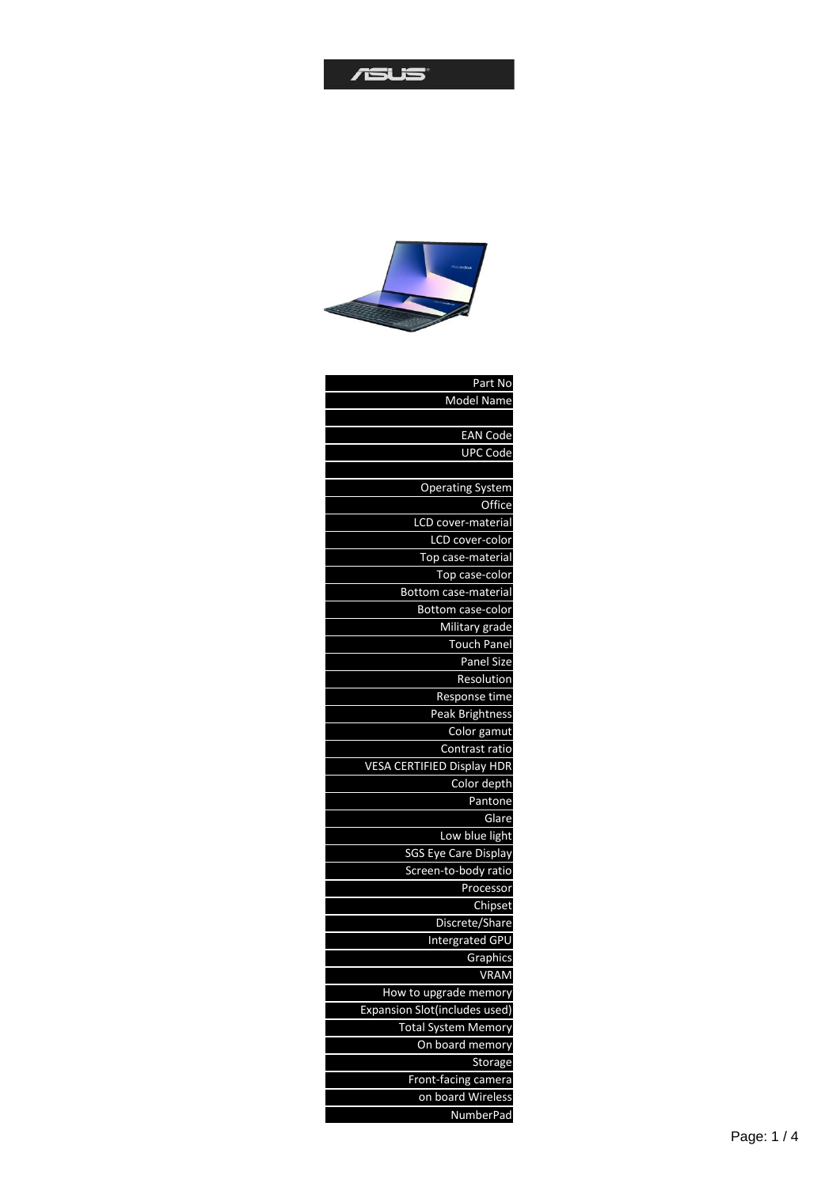| | |
|---|---|
| Part No | |
| Model Name | |
| | |
| EAN Code | |
| UPC Code | |
| | |
| Operating System | |
| Office | |
| LCD cover-material | |
| LCD cover-color | |
| Top case-material | |
| Top case-color | |
| Bottom case-material | |
| Bottom case-color | |
| Military grade | |
| Touch Panel | |
| Panel Size | |
| Resolution | |
| Response time | |
| Peak Brightness | |
| Color gamut | |
| Contrast ratio | |
| VESA CERTIFIED Display HDR | |
| Color depth | |
| Pantone | |
| Glare | |
| Low blue light | |
| SGS Eye Care Display | |
| Screen-to-body ratio | |
| Processor | |
| Chipset | |
| Discrete/Share | |
| Intergrated GPU | |
| Graphics | |
| VRAM | |
| How to upgrade memory | |
| Expansion Slot(includes used) | |
| Total System Memory | |
| On board memory | |
| Storage | |
| Front-facing camera | |
| on board Wireless | |
| NumberPad | |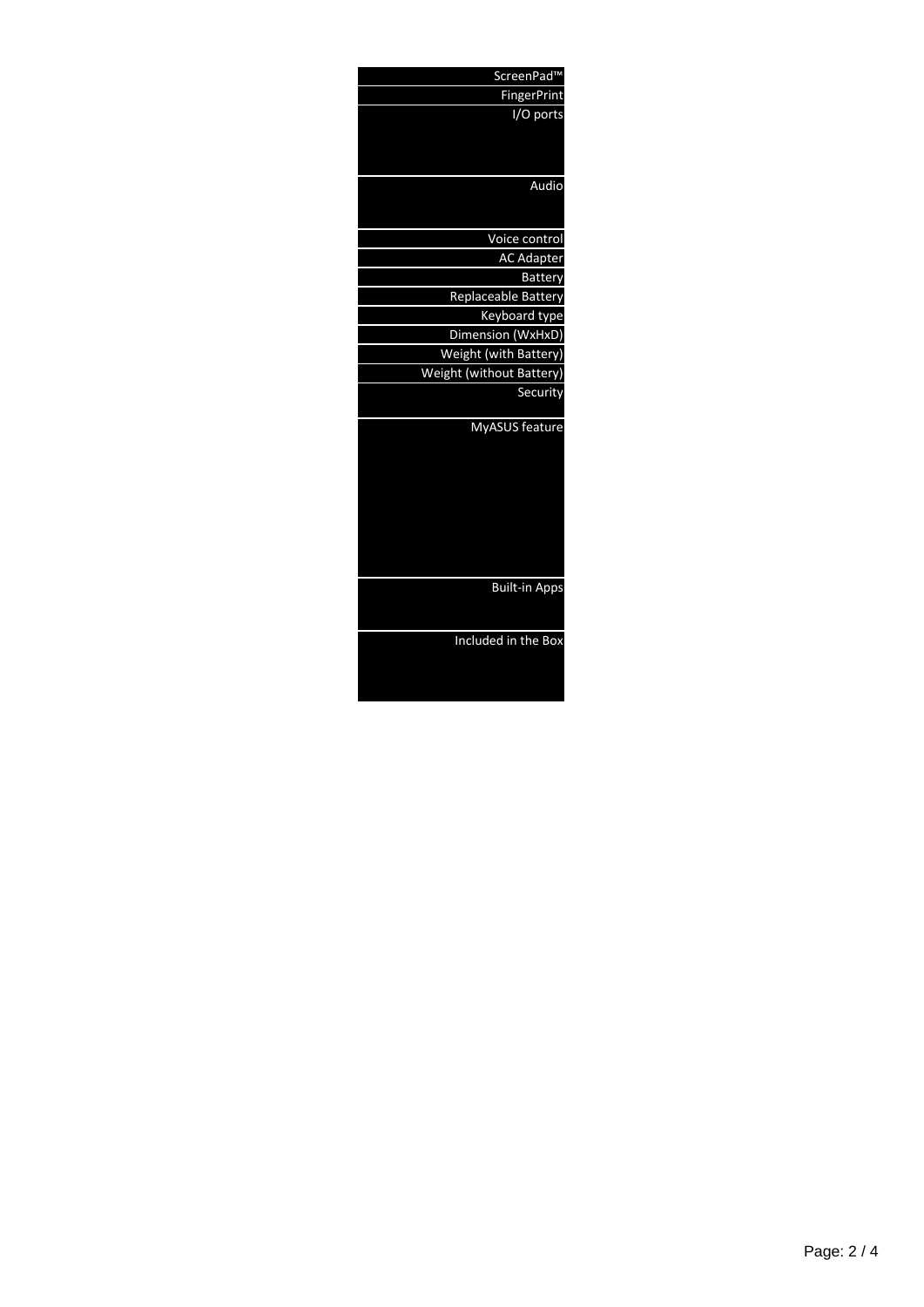| |
|---|
| ScreenPad™ |
| FingerPrint |
| I/O ports |
| Audio |
| Voice control |
| AC Adapter |
| Battery |
| Replaceable Battery |
| Keyboard type |
| Dimension (WxHxD) |
| Weight (with Battery) |
| Weight (without Battery) |
| Security |
| MyASUS feature |
| Built-in Apps |
| Included in the Box |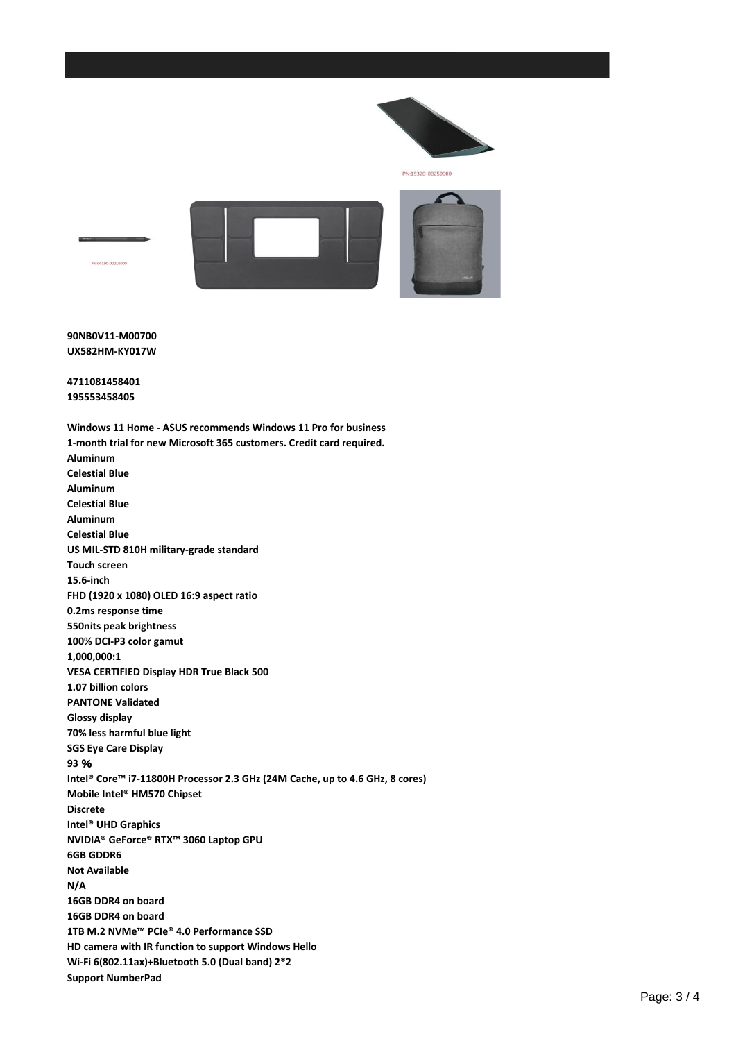PN:15320-00250000

PN:04190-00210000

**90NB0V11-M00700**
**UX582HM-KY017W**

**4711081458401**
**195553458405**

**Windows 11 Home - ASUS recommends Windows 11 Pro for business**
**1-month trial for new Microsoft 365 customers. Credit card required.**
**Aluminum**
**Celestial Blue**
**Aluminum**
**Celestial Blue**
**Aluminum**
**Celestial Blue**
**US MIL-STD 810H military-grade standard**
**Touch screen**
**15.6-inch**
**FHD (1920 x 1080) OLED 16:9 aspect ratio**
**0.2ms response time**
**550nits peak brightness**
**100% DCI-P3 color gamut**
**1,000,000:1**
**VESA CERTIFIED Display HDR True Black 500**
**1.07 billion colors**
**PANTONE Validated**
**Glossy display**
**70% less harmful blue light**
**SGS Eye Care Display**
**93 %**
**Intel® Core™ i7-11800H Processor 2.3 GHz (24M Cache, up to 4.6 GHz, 8 cores)**
**Mobile Intel® HM570 Chipset**
**Discrete**
**Intel® UHD Graphics**
**NVIDIA® GeForce® RTX™ 3060 Laptop GPU**
**6GB GDDR6**
**Not Available**
**N/A**
**16GB DDR4 on board**
**16GB DDR4 on board**
**1TB M.2 NVMe™ PCIe® 4.0 Performance SSD**
**HD camera with IR function to support Windows Hello**
**Wi-Fi 6(802.11ax)+Bluetooth 5.0 (Dual band) 2*2**
**Support NumberPad**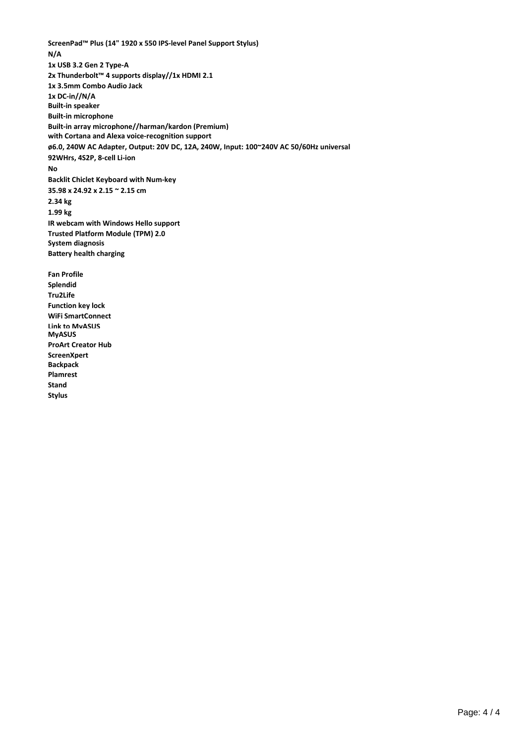**ScreenPad™ Plus (14" 1920 x 550 IPS-level Panel Support Stylus)**
**N/A**
**1x USB 3.2 Gen 2 Type-A**
**2x Thunderbolt™ 4 supports display//1x HDMI 2.1**
**1x 3.5mm Combo Audio Jack**
**1x DC-in//N/A**
**Built-in speaker**
**Built-in microphone**
**Built-in array microphone//harman/kardon (Premium)**
**with Cortana and Alexa voice-recognition support**
**ø6.0, 240W AC Adapter, Output: 20V DC, 12A, 240W, Input: 100~240V AC 50/60Hz universal**
**92WHrs, 4S2P, 8-cell Li-ion**
**No**
**Backlit Chiclet Keyboard with Num-key**
**35.98 x 24.92 x 2.15 ~ 2.15 cm**
**2.34 kg**
**1.99 kg**
**IR webcam with Windows Hello support**
**Trusted Platform Module (TPM) 2.0**
**System diagnosis**
**Battery health charging**

**Fan Profile**
**Splendid**
**Tru2Life**
**Function key lock**
**WiFi SmartConnect**
**Link to MyASUS**
**MyASUS**
**ProArt Creator Hub**
**ScreenXpert**
**Backpack**
**Plamrest**
**Stand**
**Stylus**